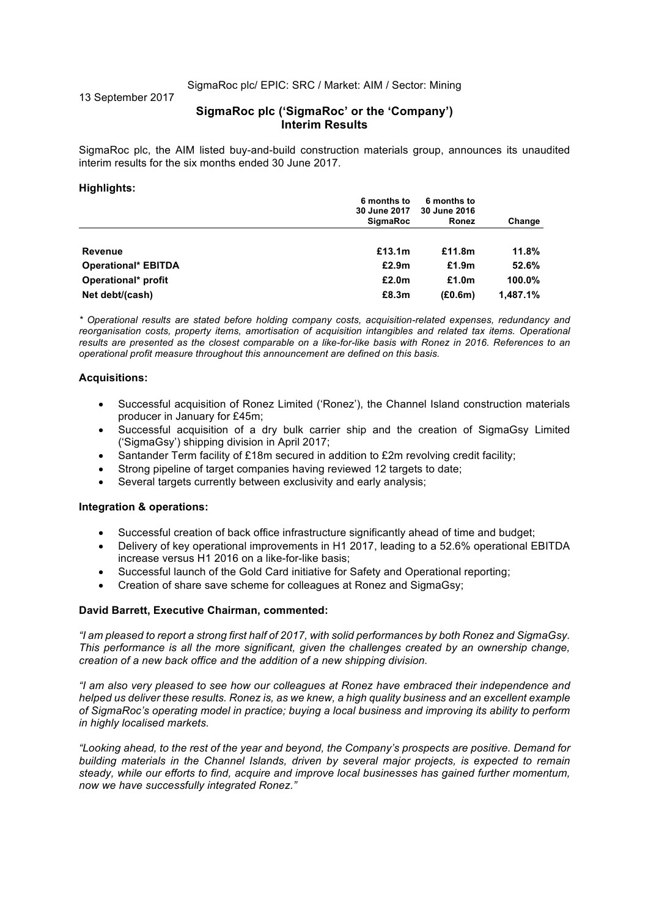SigmaRoc plc/ EPIC: SRC / Market: AIM / Sector: Mining

13 September 2017

# SigmaRoc plc ('SigmaRoc' or the 'Company') Interim Results

SigmaRoc plc, the AIM listed buy-and-build construction materials group, announces its unaudited interim results for the six months ended 30 June 2017.

**Highlights:**

| | 6 months to 30 June 2017 SigmaRoc | 6 months to 30 June 2016 Ronez | Change |
|---|---|---|---|
| **Revenue** | **£13.1m** | **£11.8m** | **11.8%** |
| **Operational* EBITDA** | **£2.9m** | **£1.9m** | **52.6%** |
| **Operational* profit** | **£2.0m** | **£1.0m** | **100.0%** |
| **Net debt/(cash)** | **£8.3m** | **(£0.6m)** | **1,487.1%** |

*\* Operational results are stated before holding company costs, acquisition-related expenses, redundancy and reorganisation costs, property items, amortisation of acquisition intangibles and related tax items. Operational results are presented as the closest comparable on a like-for-like basis with Ronez in 2016. References to an operational profit measure throughout this announcement are defined on this basis.*

**Acquisitions:**

- Successful acquisition of Ronez Limited ('Ronez'), the Channel Island construction materials producer in January for £45m;
- Successful acquisition of a dry bulk carrier ship and the creation of SigmaGsy Limited ('SigmaGsy') shipping division in April 2017;
- Santander Term facility of £18m secured in addition to £2m revolving credit facility;
- Strong pipeline of target companies having reviewed 12 targets to date;
- Several targets currently between exclusivity and early analysis;

**Integration & operations:**

- Successful creation of back office infrastructure significantly ahead of time and budget;
- Delivery of key operational improvements in H1 2017, leading to a 52.6% operational EBITDA increase versus H1 2016 on a like-for-like basis;
- Successful launch of the Gold Card initiative for Safety and Operational reporting;
- Creation of share save scheme for colleagues at Ronez and SigmaGsy;

**David Barrett, Executive Chairman, commented:**

*"I am pleased to report a strong first half of 2017, with solid performances by both Ronez and SigmaGsy. This performance is all the more significant, given the challenges created by an ownership change, creation of a new back office and the addition of a new shipping division.*

*"I am also very pleased to see how our colleagues at Ronez have embraced their independence and helped us deliver these results. Ronez is, as we knew, a high quality business and an excellent example of SigmaRoc's operating model in practice; buying a local business and improving its ability to perform in highly localised markets.*

*"Looking ahead, to the rest of the year and beyond, the Company's prospects are positive. Demand for building materials in the Channel Islands, driven by several major projects, is expected to remain steady, while our efforts to find, acquire and improve local businesses has gained further momentum, now we have successfully integrated Ronez."*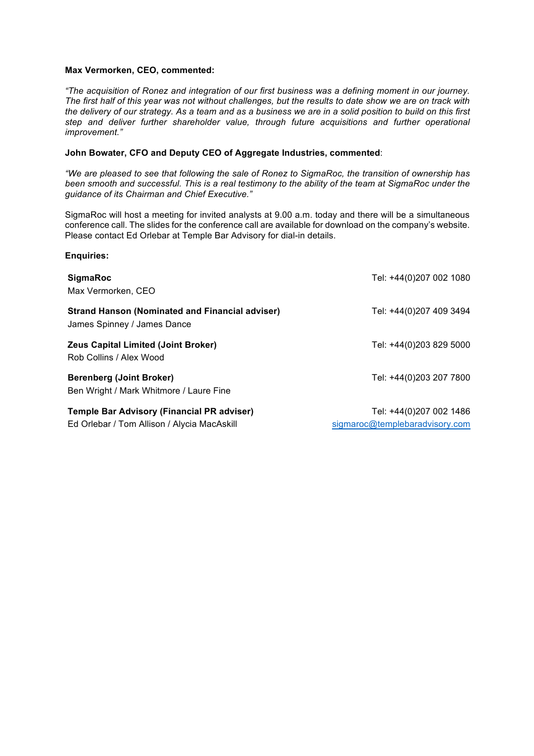**Max Vermorken, CEO, commented:**

*"The acquisition of Ronez and integration of our first business was a defining moment in our journey. The first half of this year was not without challenges, but the results to date show we are on track with the delivery of our strategy. As a team and as a business we are in a solid position to build on this first step and deliver further shareholder value, through future acquisitions and further operational improvement."*

**John Bowater, CFO and Deputy CEO of Aggregate Industries, commented**:

*"We are pleased to see that following the sale of Ronez to SigmaRoc, the transition of ownership has been smooth and successful. This is a real testimony to the ability of the team at SigmaRoc under the guidance of its Chairman and Chief Executive."*

SigmaRoc will host a meeting for invited analysts at 9.00 a.m. today and there will be a simultaneous conference call. The slides for the conference call are available for download on the company's website. Please contact Ed Orlebar at Temple Bar Advisory for dial-in details.

**Enquiries:**

| | |
|---|---|
| **SigmaRoc**<br>Max Vermorken, CEO | Tel: +44(0)207 002 1080 |
| **Strand Hanson (Nominated and Financial adviser)**<br>James Spinney / James Dance | Tel: +44(0)207 409 3494 |
| **Zeus Capital Limited (Joint Broker)**<br>Rob Collins / Alex Wood | Tel: +44(0)203 829 5000 |
| **Berenberg (Joint Broker)**<br>Ben Wright / Mark Whitmore / Laure Fine | Tel: +44(0)203 207 7800 |
| **Temple Bar Advisory (Financial PR adviser)**<br>Ed Orlebar / Tom Allison / Alycia MacAskill | Tel: +44(0)207 002 1486<br>sigmaroc@templebaradvisory.com |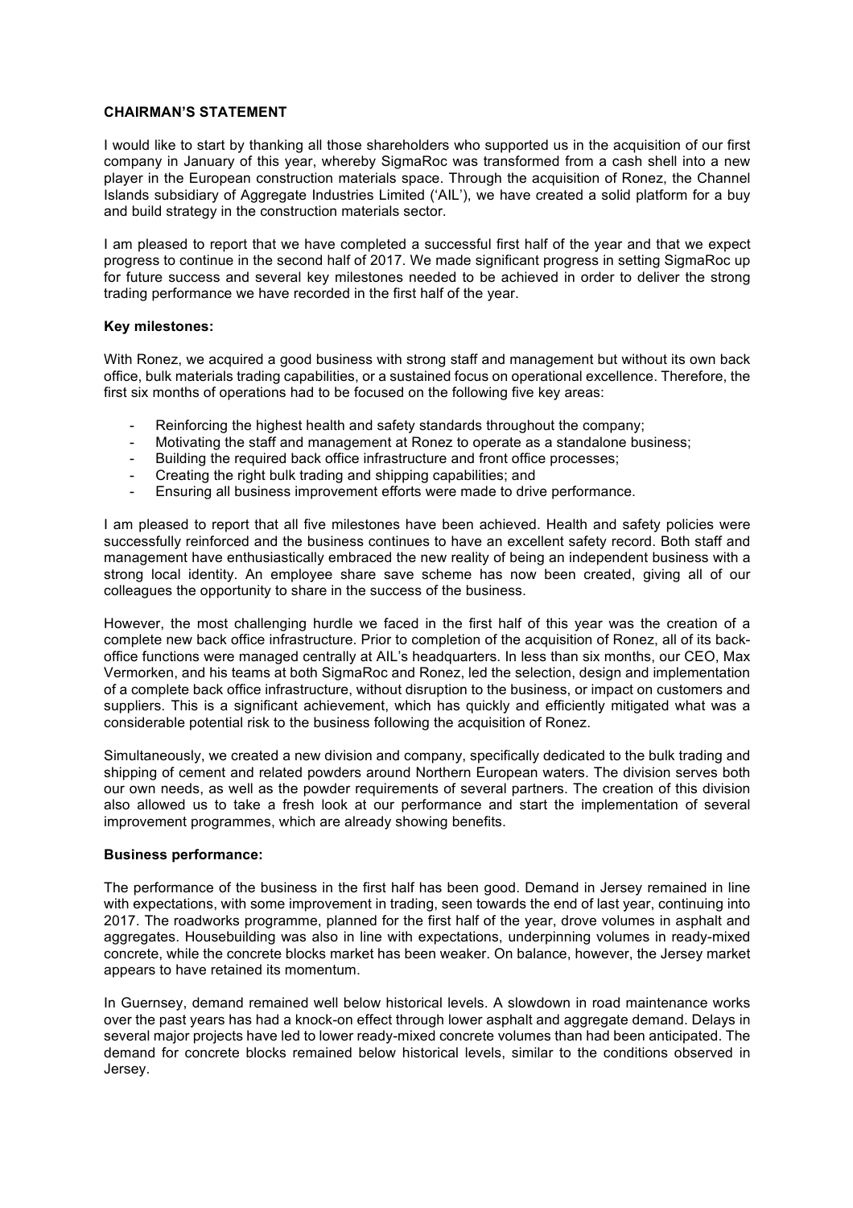## CHAIRMAN'S STATEMENT

I would like to start by thanking all those shareholders who supported us in the acquisition of our first company in January of this year, whereby SigmaRoc was transformed from a cash shell into a new player in the European construction materials space. Through the acquisition of Ronez, the Channel Islands subsidiary of Aggregate Industries Limited ('AIL'), we have created a solid platform for a buy and build strategy in the construction materials sector.

I am pleased to report that we have completed a successful first half of the year and that we expect progress to continue in the second half of 2017. We made significant progress in setting SigmaRoc up for future success and several key milestones needed to be achieved in order to deliver the strong trading performance we have recorded in the first half of the year.

### Key milestones:

With Ronez, we acquired a good business with strong staff and management but without its own back office, bulk materials trading capabilities, or a sustained focus on operational excellence. Therefore, the first six months of operations had to be focused on the following five key areas:

- Reinforcing the highest health and safety standards throughout the company;
- Motivating the staff and management at Ronez to operate as a standalone business;
- Building the required back office infrastructure and front office processes;
- Creating the right bulk trading and shipping capabilities; and
- Ensuring all business improvement efforts were made to drive performance.

I am pleased to report that all five milestones have been achieved. Health and safety policies were successfully reinforced and the business continues to have an excellent safety record. Both staff and management have enthusiastically embraced the new reality of being an independent business with a strong local identity. An employee share save scheme has now been created, giving all of our colleagues the opportunity to share in the success of the business.

However, the most challenging hurdle we faced in the first half of this year was the creation of a complete new back office infrastructure. Prior to completion of the acquisition of Ronez, all of its back-office functions were managed centrally at AIL's headquarters. In less than six months, our CEO, Max Vermorken, and his teams at both SigmaRoc and Ronez, led the selection, design and implementation of a complete back office infrastructure, without disruption to the business, or impact on customers and suppliers. This is a significant achievement, which has quickly and efficiently mitigated what was a considerable potential risk to the business following the acquisition of Ronez.

Simultaneously, we created a new division and company, specifically dedicated to the bulk trading and shipping of cement and related powders around Northern European waters. The division serves both our own needs, as well as the powder requirements of several partners. The creation of this division also allowed us to take a fresh look at our performance and start the implementation of several improvement programmes, which are already showing benefits.

### Business performance:

The performance of the business in the first half has been good. Demand in Jersey remained in line with expectations, with some improvement in trading, seen towards the end of last year, continuing into 2017. The roadworks programme, planned for the first half of the year, drove volumes in asphalt and aggregates. Housebuilding was also in line with expectations, underpinning volumes in ready-mixed concrete, while the concrete blocks market has been weaker. On balance, however, the Jersey market appears to have retained its momentum.

In Guernsey, demand remained well below historical levels. A slowdown in road maintenance works over the past years has had a knock-on effect through lower asphalt and aggregate demand. Delays in several major projects have led to lower ready-mixed concrete volumes than had been anticipated. The demand for concrete blocks remained below historical levels, similar to the conditions observed in Jersey.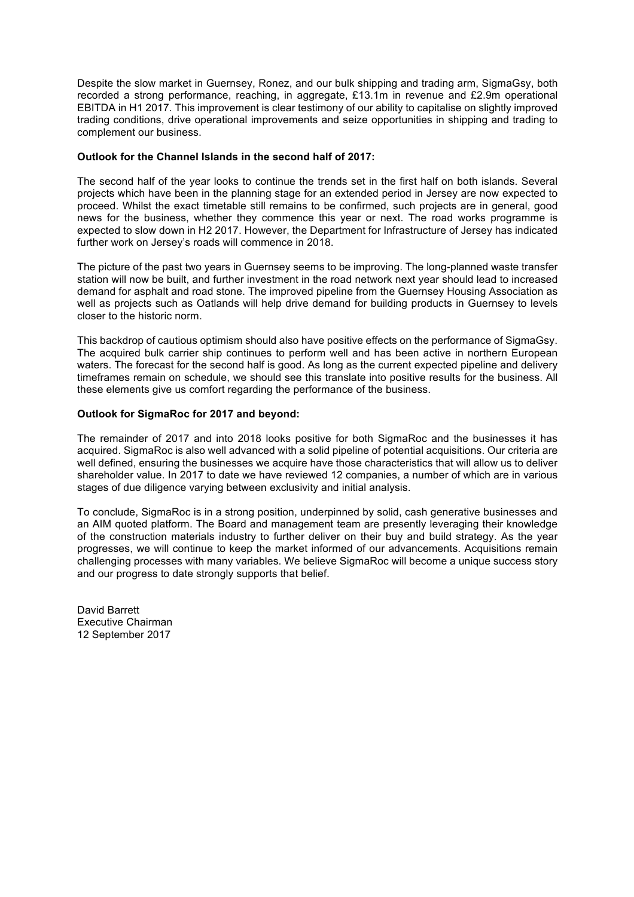Despite the slow market in Guernsey, Ronez, and our bulk shipping and trading arm, SigmaGsy, both recorded a strong performance, reaching, in aggregate, £13.1m in revenue and £2.9m operational EBITDA in H1 2017. This improvement is clear testimony of our ability to capitalise on slightly improved trading conditions, drive operational improvements and seize opportunities in shipping and trading to complement our business.

**Outlook for the Channel Islands in the second half of 2017:**

The second half of the year looks to continue the trends set in the first half on both islands. Several projects which have been in the planning stage for an extended period in Jersey are now expected to proceed. Whilst the exact timetable still remains to be confirmed, such projects are in general, good news for the business, whether they commence this year or next. The road works programme is expected to slow down in H2 2017. However, the Department for Infrastructure of Jersey has indicated further work on Jersey's roads will commence in 2018.

The picture of the past two years in Guernsey seems to be improving. The long-planned waste transfer station will now be built, and further investment in the road network next year should lead to increased demand for asphalt and road stone. The improved pipeline from the Guernsey Housing Association as well as projects such as Oatlands will help drive demand for building products in Guernsey to levels closer to the historic norm.

This backdrop of cautious optimism should also have positive effects on the performance of SigmaGsy. The acquired bulk carrier ship continues to perform well and has been active in northern European waters. The forecast for the second half is good. As long as the current expected pipeline and delivery timeframes remain on schedule, we should see this translate into positive results for the business. All these elements give us comfort regarding the performance of the business.

**Outlook for SigmaRoc for 2017 and beyond:**

The remainder of 2017 and into 2018 looks positive for both SigmaRoc and the businesses it has acquired. SigmaRoc is also well advanced with a solid pipeline of potential acquisitions. Our criteria are well defined, ensuring the businesses we acquire have those characteristics that will allow us to deliver shareholder value. In 2017 to date we have reviewed 12 companies, a number of which are in various stages of due diligence varying between exclusivity and initial analysis.

To conclude, SigmaRoc is in a strong position, underpinned by solid, cash generative businesses and an AIM quoted platform. The Board and management team are presently leveraging their knowledge of the construction materials industry to further deliver on their buy and build strategy. As the year progresses, we will continue to keep the market informed of our advancements. Acquisitions remain challenging processes with many variables. We believe SigmaRoc will become a unique success story and our progress to date strongly supports that belief.

David Barrett
Executive Chairman
12 September 2017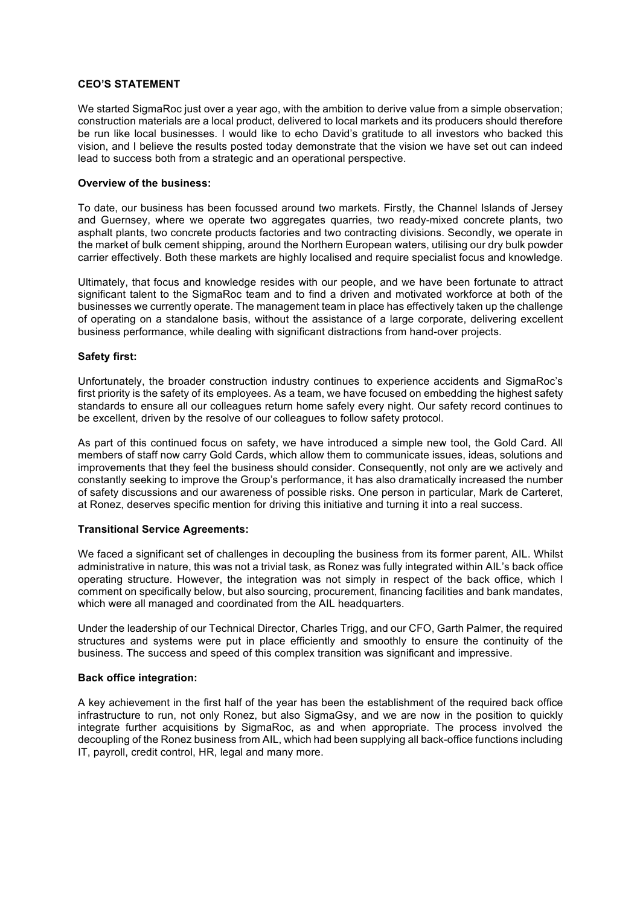**CEO'S STATEMENT**

We started SigmaRoc just over a year ago, with the ambition to derive value from a simple observation; construction materials are a local product, delivered to local markets and its producers should therefore be run like local businesses. I would like to echo David's gratitude to all investors who backed this vision, and I believe the results posted today demonstrate that the vision we have set out can indeed lead to success both from a strategic and an operational perspective.

**Overview of the business:**

To date, our business has been focussed around two markets. Firstly, the Channel Islands of Jersey and Guernsey, where we operate two aggregates quarries, two ready-mixed concrete plants, two asphalt plants, two concrete products factories and two contracting divisions. Secondly, we operate in the market of bulk cement shipping, around the Northern European waters, utilising our dry bulk powder carrier effectively. Both these markets are highly localised and require specialist focus and knowledge.

Ultimately, that focus and knowledge resides with our people, and we have been fortunate to attract significant talent to the SigmaRoc team and to find a driven and motivated workforce at both of the businesses we currently operate. The management team in place has effectively taken up the challenge of operating on a standalone basis, without the assistance of a large corporate, delivering excellent business performance, while dealing with significant distractions from hand-over projects.

**Safety first:**

Unfortunately, the broader construction industry continues to experience accidents and SigmaRoc's first priority is the safety of its employees. As a team, we have focused on embedding the highest safety standards to ensure all our colleagues return home safely every night. Our safety record continues to be excellent, driven by the resolve of our colleagues to follow safety protocol.

As part of this continued focus on safety, we have introduced a simple new tool, the Gold Card. All members of staff now carry Gold Cards, which allow them to communicate issues, ideas, solutions and improvements that they feel the business should consider. Consequently, not only are we actively and constantly seeking to improve the Group's performance, it has also dramatically increased the number of safety discussions and our awareness of possible risks. One person in particular, Mark de Carteret, at Ronez, deserves specific mention for driving this initiative and turning it into a real success.

**Transitional Service Agreements:**

We faced a significant set of challenges in decoupling the business from its former parent, AIL. Whilst administrative in nature, this was not a trivial task, as Ronez was fully integrated within AIL's back office operating structure. However, the integration was not simply in respect of the back office, which I comment on specifically below, but also sourcing, procurement, financing facilities and bank mandates, which were all managed and coordinated from the AIL headquarters.

Under the leadership of our Technical Director, Charles Trigg, and our CFO, Garth Palmer, the required structures and systems were put in place efficiently and smoothly to ensure the continuity of the business. The success and speed of this complex transition was significant and impressive.

**Back office integration:**

A key achievement in the first half of the year has been the establishment of the required back office infrastructure to run, not only Ronez, but also SigmaGsy, and we are now in the position to quickly integrate further acquisitions by SigmaRoc, as and when appropriate. The process involved the decoupling of the Ronez business from AIL, which had been supplying all back-office functions including IT, payroll, credit control, HR, legal and many more.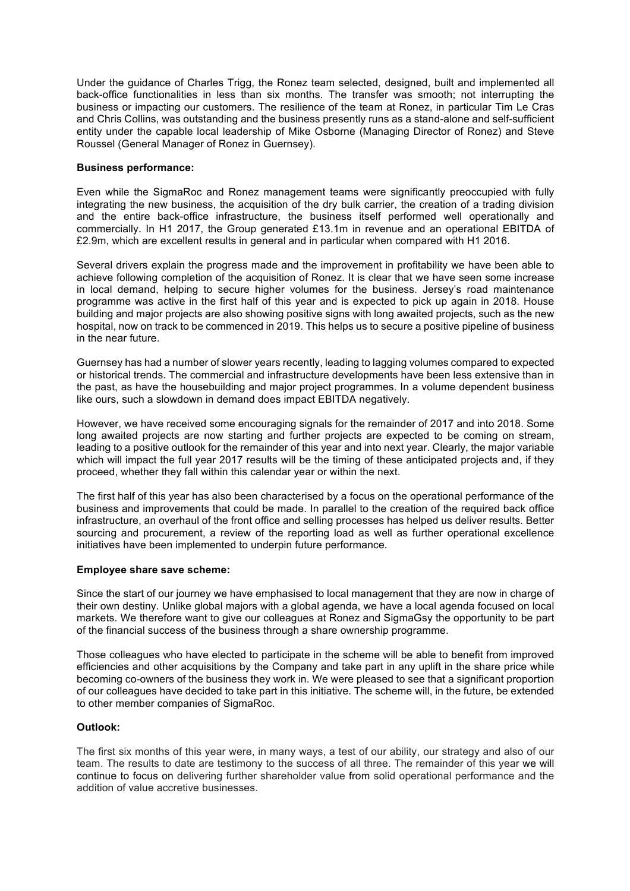Under the guidance of Charles Trigg, the Ronez team selected, designed, built and implemented all back-office functionalities in less than six months. The transfer was smooth; not interrupting the business or impacting our customers. The resilience of the team at Ronez, in particular Tim Le Cras and Chris Collins, was outstanding and the business presently runs as a stand-alone and self-sufficient entity under the capable local leadership of Mike Osborne (Managing Director of Ronez) and Steve Roussel (General Manager of Ronez in Guernsey).

**Business performance:**

Even while the SigmaRoc and Ronez management teams were significantly preoccupied with fully integrating the new business, the acquisition of the dry bulk carrier, the creation of a trading division and the entire back-office infrastructure, the business itself performed well operationally and commercially. In H1 2017, the Group generated £13.1m in revenue and an operational EBITDA of £2.9m, which are excellent results in general and in particular when compared with H1 2016.

Several drivers explain the progress made and the improvement in profitability we have been able to achieve following completion of the acquisition of Ronez. It is clear that we have seen some increase in local demand, helping to secure higher volumes for the business. Jersey's road maintenance programme was active in the first half of this year and is expected to pick up again in 2018. House building and major projects are also showing positive signs with long awaited projects, such as the new hospital, now on track to be commenced in 2019. This helps us to secure a positive pipeline of business in the near future.

Guernsey has had a number of slower years recently, leading to lagging volumes compared to expected or historical trends. The commercial and infrastructure developments have been less extensive than in the past, as have the housebuilding and major project programmes. In a volume dependent business like ours, such a slowdown in demand does impact EBITDA negatively.

However, we have received some encouraging signals for the remainder of 2017 and into 2018. Some long awaited projects are now starting and further projects are expected to be coming on stream, leading to a positive outlook for the remainder of this year and into next year. Clearly, the major variable which will impact the full year 2017 results will be the timing of these anticipated projects and, if they proceed, whether they fall within this calendar year or within the next.

The first half of this year has also been characterised by a focus on the operational performance of the business and improvements that could be made. In parallel to the creation of the required back office infrastructure, an overhaul of the front office and selling processes has helped us deliver results. Better sourcing and procurement, a review of the reporting load as well as further operational excellence initiatives have been implemented to underpin future performance.

**Employee share save scheme:**

Since the start of our journey we have emphasised to local management that they are now in charge of their own destiny. Unlike global majors with a global agenda, we have a local agenda focused on local markets. We therefore want to give our colleagues at Ronez and SigmaGsy the opportunity to be part of the financial success of the business through a share ownership programme.

Those colleagues who have elected to participate in the scheme will be able to benefit from improved efficiencies and other acquisitions by the Company and take part in any uplift in the share price while becoming co-owners of the business they work in. We were pleased to see that a significant proportion of our colleagues have decided to take part in this initiative. The scheme will, in the future, be extended to other member companies of SigmaRoc.

**Outlook:**

The first six months of this year were, in many ways, a test of our ability, our strategy and also of our team. The results to date are testimony to the success of all three. The remainder of this year we will continue to focus on delivering further shareholder value from solid operational performance and the addition of value accretive businesses.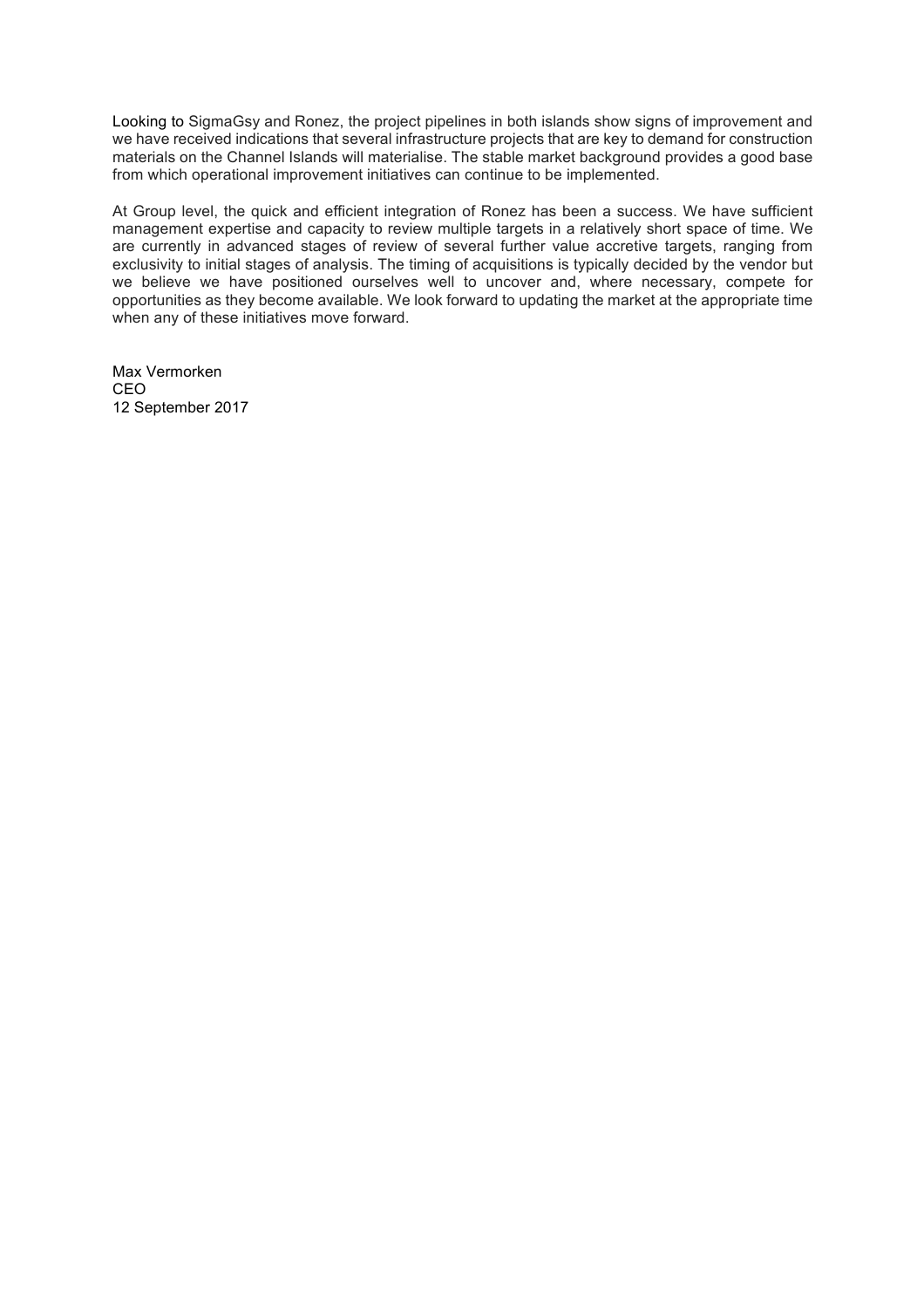Looking to SigmaGsy and Ronez, the project pipelines in both islands show signs of improvement and we have received indications that several infrastructure projects that are key to demand for construction materials on the Channel Islands will materialise. The stable market background provides a good base from which operational improvement initiatives can continue to be implemented.

At Group level, the quick and efficient integration of Ronez has been a success. We have sufficient management expertise and capacity to review multiple targets in a relatively short space of time. We are currently in advanced stages of review of several further value accretive targets, ranging from exclusivity to initial stages of analysis. The timing of acquisitions is typically decided by the vendor but we believe we have positioned ourselves well to uncover and, where necessary, compete for opportunities as they become available. We look forward to updating the market at the appropriate time when any of these initiatives move forward.

Max Vermorken
CEO
12 September 2017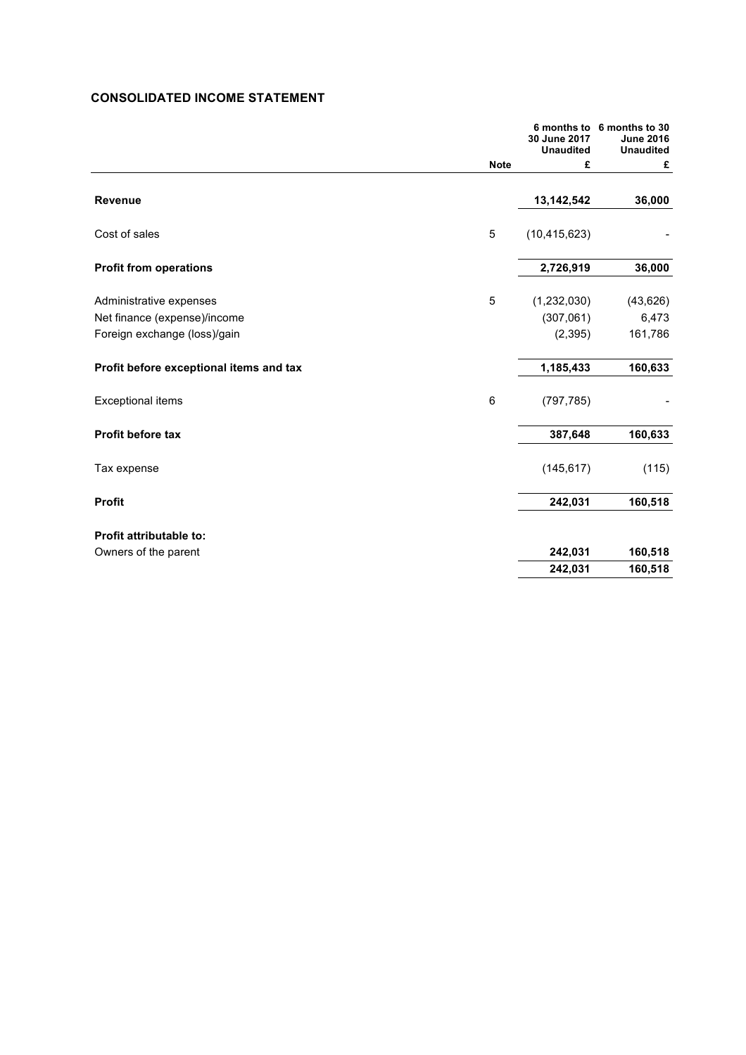## CONSOLIDATED INCOME STATEMENT

| | Note | 6 months to 30 June 2017 Unaudited £ | 6 months to 30 June 2016 Unaudited £ |
|---|---|---|---|
| **Revenue** | | **13,142,542** | **36,000** |
| Cost of sales | 5 | (10,415,623) | - |
| **Profit from operations** | | **2,726,919** | **36,000** |
| Administrative expenses | 5 | (1,232,030) | (43,626) |
| Net finance (expense)/income | | (307,061) | 6,473 |
| Foreign exchange (loss)/gain | | (2,395) | 161,786 |
| **Profit before exceptional items and tax** | | **1,185,433** | **160,633** |
| Exceptional items | 6 | (797,785) | - |
| **Profit before tax** | | **387,648** | **160,633** |
| Tax expense | | (145,617) | (115) |
| **Profit** | | **242,031** | **160,518** |
| **Profit attributable to:** | | | |
| Owners of the parent | | **242,031** | **160,518** |
| | | **242,031** | **160,518** |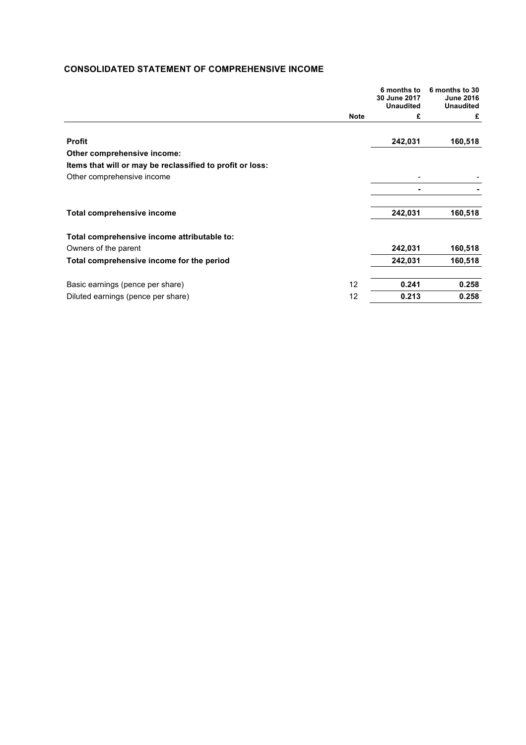## CONSOLIDATED STATEMENT OF COMPREHENSIVE INCOME

| | Note | 6 months to 30 June 2017 Unaudited | 6 months to 30 June 2016 Unaudited |
|---|---|---|---|
| | | £ | £ |
| **Profit** | | **242,031** | **160,518** |
| **Other comprehensive income:** | | | |
| **Items that will or may be reclassified to profit or loss:** | | | |
| Other comprehensive income | | - | - |
| | | - | - |
| **Total comprehensive income** | | **242,031** | **160,518** |
| **Total comprehensive income attributable to:** | | | |
| Owners of the parent | | **242,031** | **160,518** |
| **Total comprehensive income for the period** | | **242,031** | **160,518** |
| Basic earnings (pence per share) | 12 | **0.241** | **0.258** |
| Diluted earnings (pence per share) | 12 | **0.213** | **0.258** |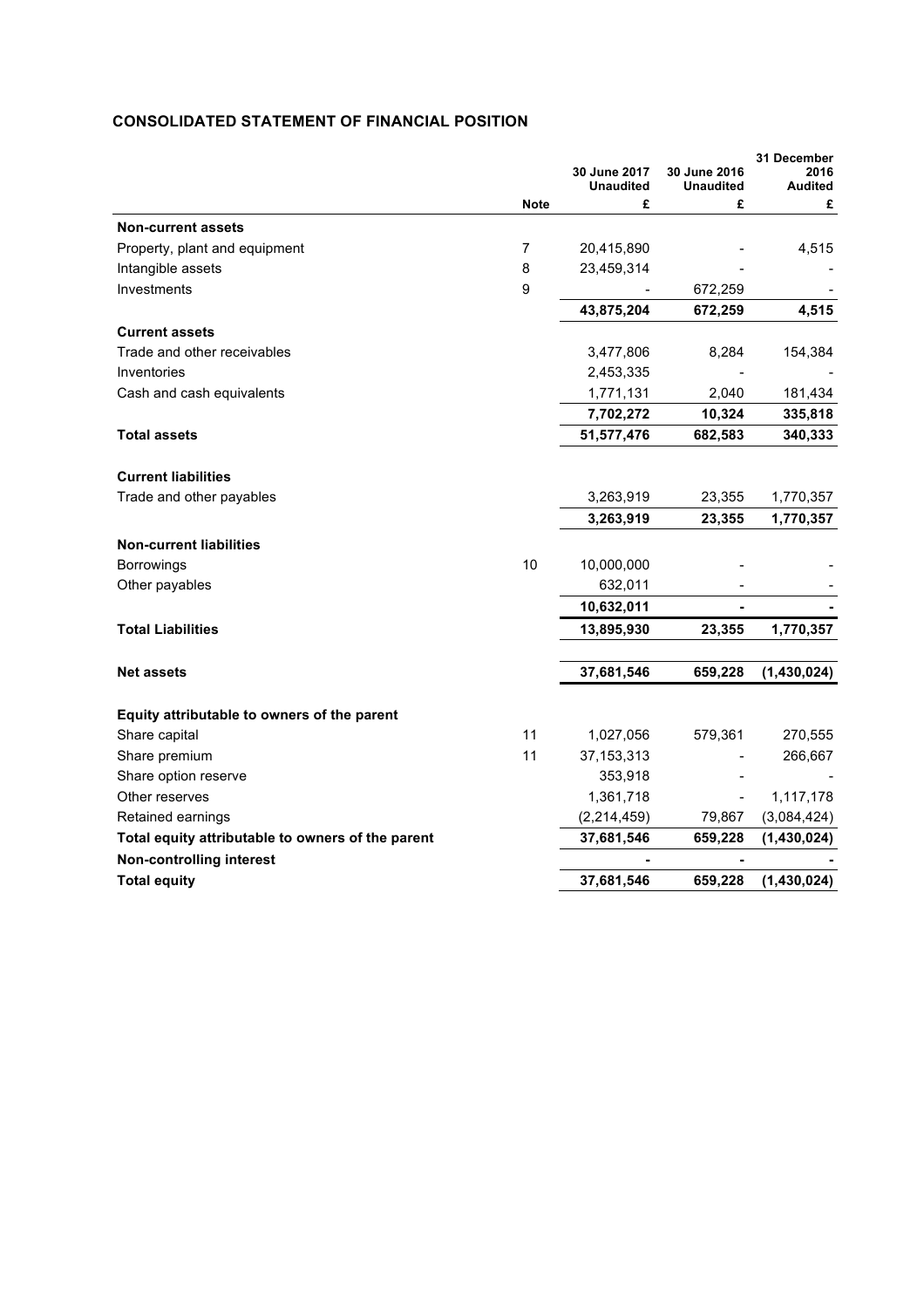## CONSOLIDATED STATEMENT OF FINANCIAL POSITION

| | Note | 30 June 2017 Unaudited £ | 30 June 2016 Unaudited £ | 31 December 2016 Audited £ |
|---|---|---|---|---|
| **Non-current assets** | | | | |
| Property, plant and equipment | 7 | 20,415,890 | - | 4,515 |
| Intangible assets | 8 | 23,459,314 | - | - |
| Investments | 9 | - | 672,259 | - |
| | | **43,875,204** | **672,259** | **4,515** |
| **Current assets** | | | | |
| Trade and other receivables | | 3,477,806 | 8,284 | 154,384 |
| Inventories | | 2,453,335 | - | - |
| Cash and cash equivalents | | 1,771,131 | 2,040 | 181,434 |
| | | **7,702,272** | **10,324** | **335,818** |
| **Total assets** | | **51,577,476** | **682,583** | **340,333** |
| **Current liabilities** | | | | |
| Trade and other payables | | 3,263,919 | 23,355 | 1,770,357 |
| | | **3,263,919** | **23,355** | **1,770,357** |
| **Non-current liabilities** | | | | |
| Borrowings | 10 | 10,000,000 | - | - |
| Other payables | | 632,011 | - | - |
| | | **10,632,011** | **-** | **-** |
| **Total Liabilities** | | **13,895,930** | **23,355** | **1,770,357** |
| **Net assets** | | **37,681,546** | **659,228** | **(1,430,024)** |
| **Equity attributable to owners of the parent** | | | | |
| Share capital | 11 | 1,027,056 | 579,361 | 270,555 |
| Share premium | 11 | 37,153,313 | - | 266,667 |
| Share option reserve | | 353,918 | - | - |
| Other reserves | | 1,361,718 | - | 1,117,178 |
| Retained earnings | | (2,214,459) | 79,867 | (3,084,424) |
| **Total equity attributable to owners of the parent** | | **37,681,546** | **659,228** | **(1,430,024)** |
| **Non-controlling interest** | | **-** | **-** | **-** |
| **Total equity** | | **37,681,546** | **659,228** | **(1,430,024)** |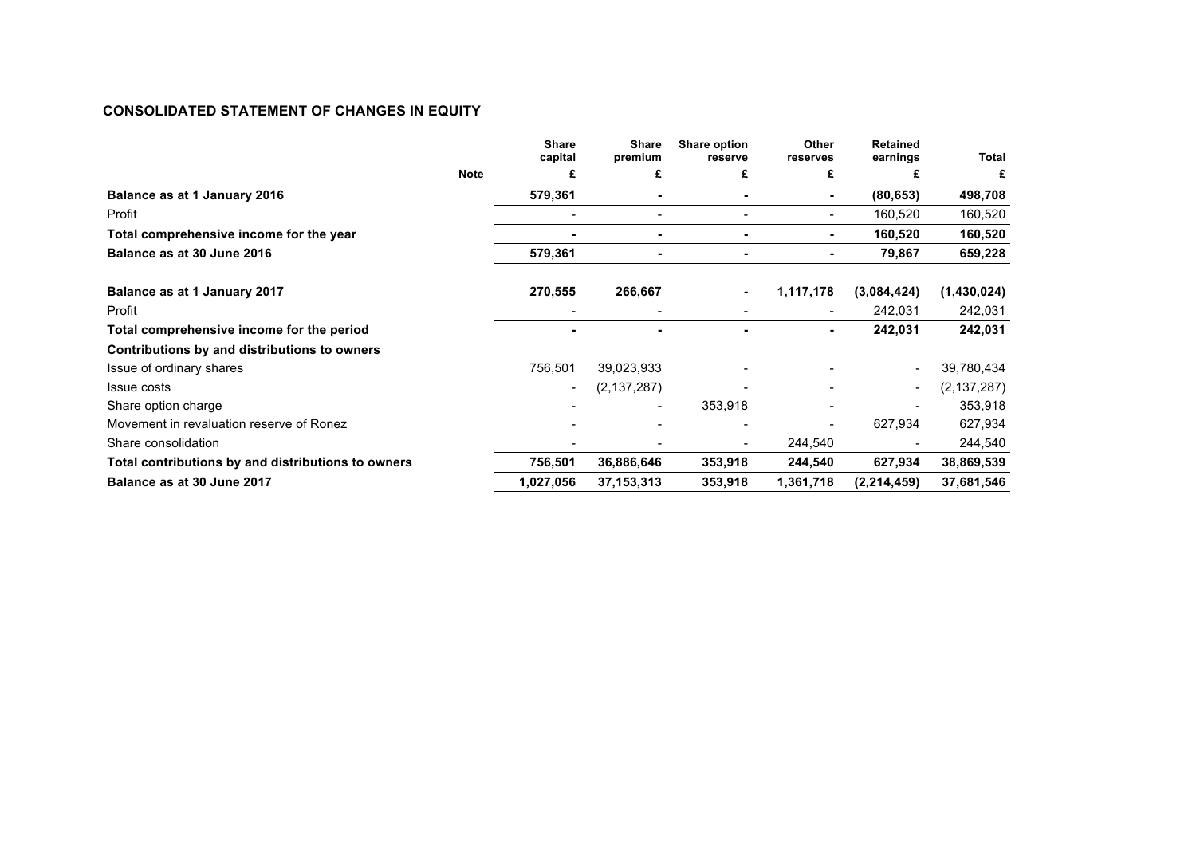## CONSOLIDATED STATEMENT OF CHANGES IN EQUITY

| | Note | Share capital | Share premium | Share option reserve | Other reserves | Retained earnings | Total |
|---|---|---|---|---|---|---|---|
| | | £ | £ | £ | £ | £ | £ |
| **Balance as at 1 January 2016** | | **579,361** | **-** | **-** | **-** | **(80,653)** | **498,708** |
| Profit | | - | - | - | - | 160,520 | 160,520 |
| **Total comprehensive income for the year** | | **-** | **-** | **-** | **-** | **160,520** | **160,520** |
| **Balance as at 30 June 2016** | | **579,361** | **-** | **-** | **-** | **79,867** | **659,228** |
| | | | | | | | |
| **Balance as at 1 January 2017** | | **270,555** | **266,667** | **-** | **1,117,178** | **(3,084,424)** | **(1,430,024)** |
| Profit | | - | - | - | - | 242,031 | 242,031 |
| **Total comprehensive income for the period** | | **-** | **-** | **-** | **-** | **242,031** | **242,031** |
| **Contributions by and distributions to owners** | | | | | | | |
| Issue of ordinary shares | | 756,501 | 39,023,933 | - | - | - | 39,780,434 |
| Issue costs | | - | (2,137,287) | - | - | - | (2,137,287) |
| Share option charge | | - | - | 353,918 | - | - | 353,918 |
| Movement in revaluation reserve of Ronez | | - | - | - | - | 627,934 | 627,934 |
| Share consolidation | | - | - | - | 244,540 | - | 244,540 |
| **Total contributions by and distributions to owners** | | **756,501** | **36,886,646** | **353,918** | **244,540** | **627,934** | **38,869,539** |
| **Balance as at 30 June 2017** | | **1,027,056** | **37,153,313** | **353,918** | **1,361,718** | **(2,214,459)** | **37,681,546** |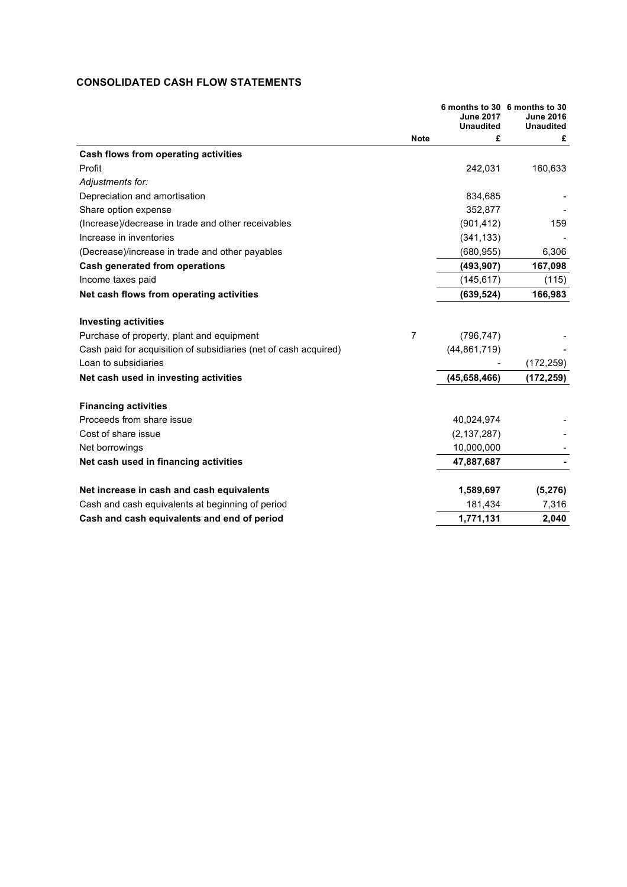## CONSOLIDATED CASH FLOW STATEMENTS

| | Note | 6 months to 30 June 2017 Unaudited | 6 months to 30 June 2016 Unaudited |
|---|---|---|---|
| | | £ | £ |
| **Cash flows from operating activities** | | | |
| Profit | | 242,031 | 160,633 |
| *Adjustments for:* | | | |
| Depreciation and amortisation | | 834,685 | - |
| Share option expense | | 352,877 | - |
| (Increase)/decrease in trade and other receivables | | (901,412) | 159 |
| Increase in inventories | | (341,133) | - |
| (Decrease)/increase in trade and other payables | | (680,955) | 6,306 |
| **Cash generated from operations** | | **(493,907)** | **167,098** |
| Income taxes paid | | (145,617) | (115) |
| **Net cash flows from operating activities** | | **(639,524)** | **166,983** |
| | | | |
| **Investing activities** | | | |
| Purchase of property, plant and equipment | 7 | (796,747) | - |
| Cash paid for acquisition of subsidiaries (net of cash acquired) | | (44,861,719) | - |
| Loan to subsidiaries | | - | (172,259) |
| **Net cash used in investing activities** | | **(45,658,466)** | **(172,259)** |
| | | | |
| **Financing activities** | | | |
| Proceeds from share issue | | 40,024,974 | - |
| Cost of share issue | | (2,137,287) | - |
| Net borrowings | | 10,000,000 | - |
| **Net cash used in financing activities** | | **47,887,687** | **-** |
| | | | |
| **Net increase in cash and cash equivalents** | | **1,589,697** | **(5,276)** |
| Cash and cash equivalents at beginning of period | | 181,434 | 7,316 |
| **Cash and cash equivalents and end of period** | | **1,771,131** | **2,040** |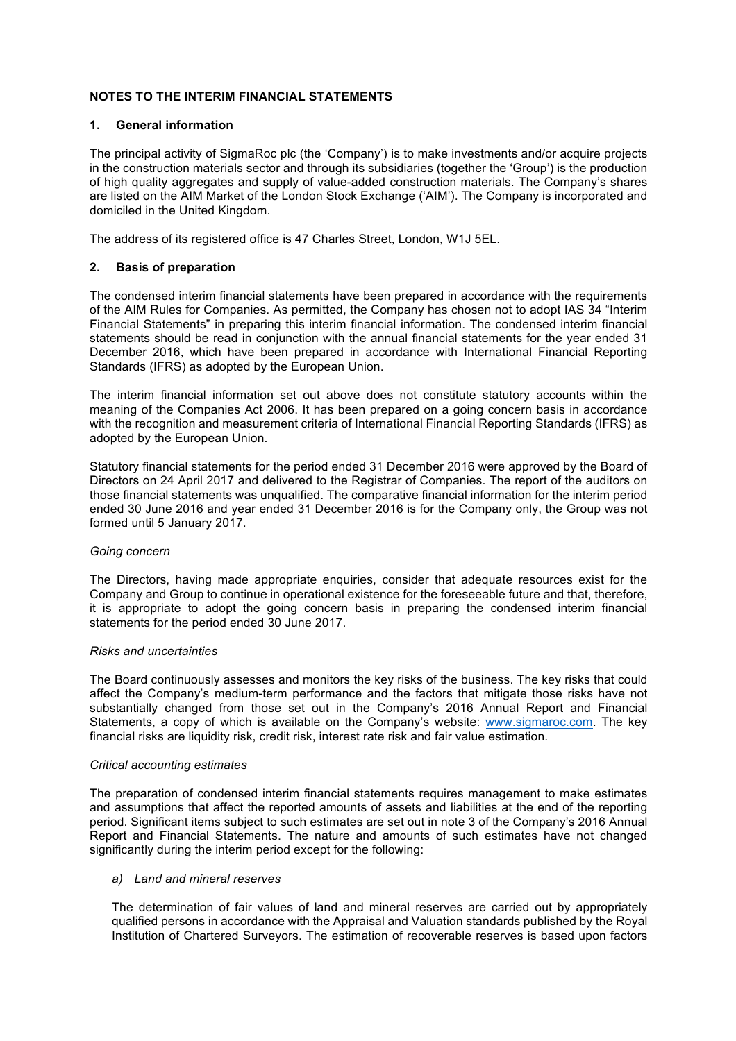## NOTES TO THE INTERIM FINANCIAL STATEMENTS

### 1. General information

The principal activity of SigmaRoc plc (the 'Company') is to make investments and/or acquire projects in the construction materials sector and through its subsidiaries (together the 'Group') is the production of high quality aggregates and supply of value-added construction materials. The Company's shares are listed on the AIM Market of the London Stock Exchange ('AIM'). The Company is incorporated and domiciled in the United Kingdom.

The address of its registered office is 47 Charles Street, London, W1J 5EL.

### 2. Basis of preparation

The condensed interim financial statements have been prepared in accordance with the requirements of the AIM Rules for Companies. As permitted, the Company has chosen not to adopt IAS 34 "Interim Financial Statements" in preparing this interim financial information. The condensed interim financial statements should be read in conjunction with the annual financial statements for the year ended 31 December 2016, which have been prepared in accordance with International Financial Reporting Standards (IFRS) as adopted by the European Union.

The interim financial information set out above does not constitute statutory accounts within the meaning of the Companies Act 2006. It has been prepared on a going concern basis in accordance with the recognition and measurement criteria of International Financial Reporting Standards (IFRS) as adopted by the European Union.

Statutory financial statements for the period ended 31 December 2016 were approved by the Board of Directors on 24 April 2017 and delivered to the Registrar of Companies. The report of the auditors on those financial statements was unqualified. The comparative financial information for the interim period ended 30 June 2016 and year ended 31 December 2016 is for the Company only, the Group was not formed until 5 January 2017.

*Going concern*

The Directors, having made appropriate enquiries, consider that adequate resources exist for the Company and Group to continue in operational existence for the foreseeable future and that, therefore, it is appropriate to adopt the going concern basis in preparing the condensed interim financial statements for the period ended 30 June 2017.

*Risks and uncertainties*

The Board continuously assesses and monitors the key risks of the business. The key risks that could affect the Company's medium-term performance and the factors that mitigate those risks have not substantially changed from those set out in the Company's 2016 Annual Report and Financial Statements, a copy of which is available on the Company's website: www.sigmaroc.com. The key financial risks are liquidity risk, credit risk, interest rate risk and fair value estimation.

*Critical accounting estimates*

The preparation of condensed interim financial statements requires management to make estimates and assumptions that affect the reported amounts of assets and liabilities at the end of the reporting period. Significant items subject to such estimates are set out in note 3 of the Company's 2016 Annual Report and Financial Statements. The nature and amounts of such estimates have not changed significantly during the interim period except for the following:

*a) Land and mineral reserves*

The determination of fair values of land and mineral reserves are carried out by appropriately qualified persons in accordance with the Appraisal and Valuation standards published by the Royal Institution of Chartered Surveyors. The estimation of recoverable reserves is based upon factors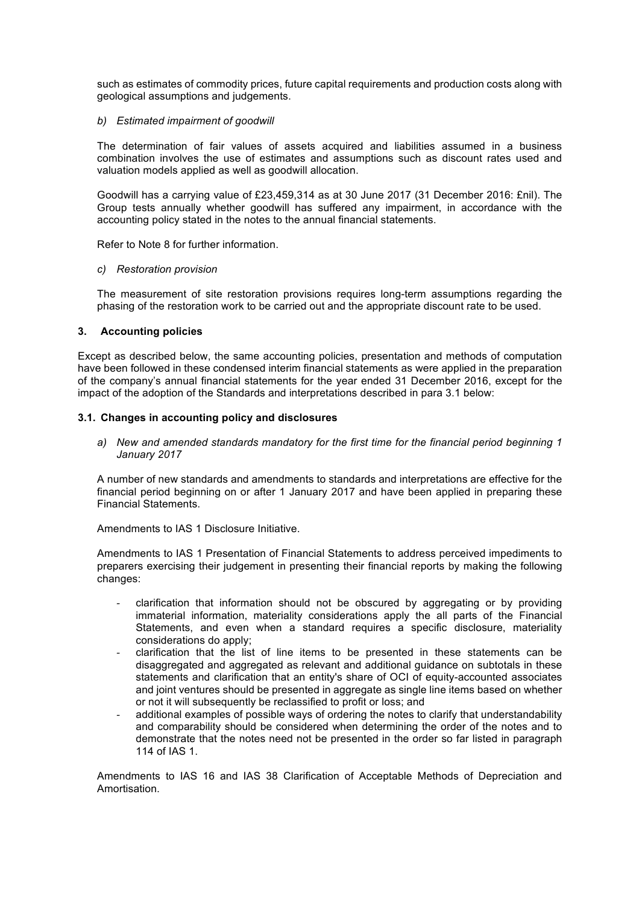such as estimates of commodity prices, future capital requirements and production costs along with geological assumptions and judgements.

*b) Estimated impairment of goodwill*

The determination of fair values of assets acquired and liabilities assumed in a business combination involves the use of estimates and assumptions such as discount rates used and valuation models applied as well as goodwill allocation.

Goodwill has a carrying value of £23,459,314 as at 30 June 2017 (31 December 2016: £nil). The Group tests annually whether goodwill has suffered any impairment, in accordance with the accounting policy stated in the notes to the annual financial statements.

Refer to Note 8 for further information.

*c) Restoration provision*

The measurement of site restoration provisions requires long-term assumptions regarding the phasing of the restoration work to be carried out and the appropriate discount rate to be used.

## 3. Accounting policies

Except as described below, the same accounting policies, presentation and methods of computation have been followed in these condensed interim financial statements as were applied in the preparation of the company's annual financial statements for the year ended 31 December 2016, except for the impact of the adoption of the Standards and interpretations described in para 3.1 below:

### 3.1. Changes in accounting policy and disclosures

*a) New and amended standards mandatory for the first time for the financial period beginning 1 January 2017*

A number of new standards and amendments to standards and interpretations are effective for the financial period beginning on or after 1 January 2017 and have been applied in preparing these Financial Statements.

Amendments to IAS 1 Disclosure Initiative.

Amendments to IAS 1 Presentation of Financial Statements to address perceived impediments to preparers exercising their judgement in presenting their financial reports by making the following changes:

- clarification that information should not be obscured by aggregating or by providing immaterial information, materiality considerations apply the all parts of the Financial Statements, and even when a standard requires a specific disclosure, materiality considerations do apply;
- clarification that the list of line items to be presented in these statements can be disaggregated and aggregated as relevant and additional guidance on subtotals in these statements and clarification that an entity's share of OCI of equity-accounted associates and joint ventures should be presented in aggregate as single line items based on whether or not it will subsequently be reclassified to profit or loss; and
- additional examples of possible ways of ordering the notes to clarify that understandability and comparability should be considered when determining the order of the notes and to demonstrate that the notes need not be presented in the order so far listed in paragraph 114 of IAS 1.

Amendments to IAS 16 and IAS 38 Clarification of Acceptable Methods of Depreciation and Amortisation.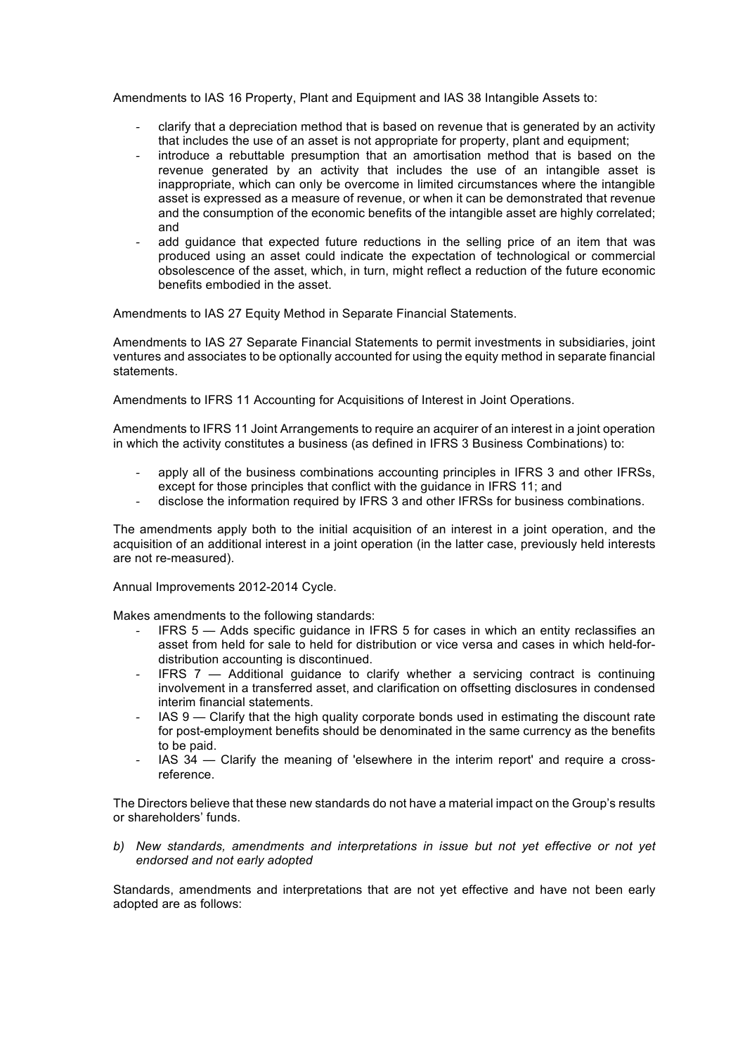Amendments to IAS 16 Property, Plant and Equipment and IAS 38 Intangible Assets to:

- clarify that a depreciation method that is based on revenue that is generated by an activity that includes the use of an asset is not appropriate for property, plant and equipment;
- introduce a rebuttable presumption that an amortisation method that is based on the revenue generated by an activity that includes the use of an intangible asset is inappropriate, which can only be overcome in limited circumstances where the intangible asset is expressed as a measure of revenue, or when it can be demonstrated that revenue and the consumption of the economic benefits of the intangible asset are highly correlated; and
- add guidance that expected future reductions in the selling price of an item that was produced using an asset could indicate the expectation of technological or commercial obsolescence of the asset, which, in turn, might reflect a reduction of the future economic benefits embodied in the asset.

Amendments to IAS 27 Equity Method in Separate Financial Statements.

Amendments to IAS 27 Separate Financial Statements to permit investments in subsidiaries, joint ventures and associates to be optionally accounted for using the equity method in separate financial statements.

Amendments to IFRS 11 Accounting for Acquisitions of Interest in Joint Operations.

Amendments to IFRS 11 Joint Arrangements to require an acquirer of an interest in a joint operation in which the activity constitutes a business (as defined in IFRS 3 Business Combinations) to:

- apply all of the business combinations accounting principles in IFRS 3 and other IFRSs, except for those principles that conflict with the guidance in IFRS 11; and
- disclose the information required by IFRS 3 and other IFRSs for business combinations.

The amendments apply both to the initial acquisition of an interest in a joint operation, and the acquisition of an additional interest in a joint operation (in the latter case, previously held interests are not re-measured).

Annual Improvements 2012-2014 Cycle.

Makes amendments to the following standards:

- IFRS 5 — Adds specific guidance in IFRS 5 for cases in which an entity reclassifies an asset from held for sale to held for distribution or vice versa and cases in which held-for-distribution accounting is discontinued.
- IFRS 7 — Additional guidance to clarify whether a servicing contract is continuing involvement in a transferred asset, and clarification on offsetting disclosures in condensed interim financial statements.
- IAS 9 — Clarify that the high quality corporate bonds used in estimating the discount rate for post-employment benefits should be denominated in the same currency as the benefits to be paid.
- IAS 34 — Clarify the meaning of 'elsewhere in the interim report' and require a cross-reference.

The Directors believe that these new standards do not have a material impact on the Group's results or shareholders' funds.

*b) New standards, amendments and interpretations in issue but not yet effective or not yet endorsed and not early adopted*

Standards, amendments and interpretations that are not yet effective and have not been early adopted are as follows: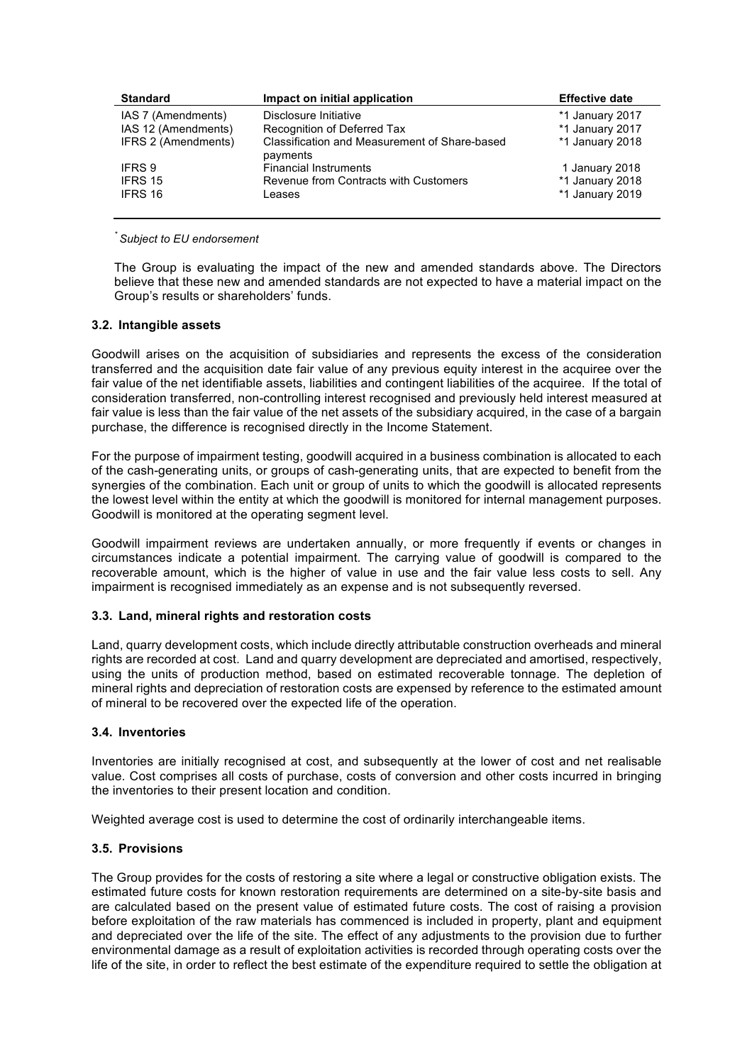| Standard | Impact on initial application | Effective date |
| --- | --- | --- |
| IAS 7 (Amendments) | Disclosure Initiative | *1 January 2017 |
| IAS 12 (Amendments) | Recognition of Deferred Tax | *1 January 2017 |
| IFRS 2 (Amendments) | Classification and Measurement of Share-based payments | *1 January 2018 |
| IFRS 9 | Financial Instruments | 1 January 2018 |
| IFRS 15 | Revenue from Contracts with Customers | *1 January 2018 |
| IFRS 16 | Leases | *1 January 2019 |

*[*] Subject to EU endorsement*

The Group is evaluating the impact of the new and amended standards above. The Directors believe that these new and amended standards are not expected to have a material impact on the Group's results or shareholders' funds.

### 3.2. Intangible assets

Goodwill arises on the acquisition of subsidiaries and represents the excess of the consideration transferred and the acquisition date fair value of any previous equity interest in the acquiree over the fair value of the net identifiable assets, liabilities and contingent liabilities of the acquiree. If the total of consideration transferred, non-controlling interest recognised and previously held interest measured at fair value is less than the fair value of the net assets of the subsidiary acquired, in the case of a bargain purchase, the difference is recognised directly in the Income Statement.

For the purpose of impairment testing, goodwill acquired in a business combination is allocated to each of the cash-generating units, or groups of cash-generating units, that are expected to benefit from the synergies of the combination. Each unit or group of units to which the goodwill is allocated represents the lowest level within the entity at which the goodwill is monitored for internal management purposes. Goodwill is monitored at the operating segment level.

Goodwill impairment reviews are undertaken annually, or more frequently if events or changes in circumstances indicate a potential impairment. The carrying value of goodwill is compared to the recoverable amount, which is the higher of value in use and the fair value less costs to sell. Any impairment is recognised immediately as an expense and is not subsequently reversed.

### 3.3. Land, mineral rights and restoration costs

Land, quarry development costs, which include directly attributable construction overheads and mineral rights are recorded at cost. Land and quarry development are depreciated and amortised, respectively, using the units of production method, based on estimated recoverable tonnage. The depletion of mineral rights and depreciation of restoration costs are expensed by reference to the estimated amount of mineral to be recovered over the expected life of the operation.

### 3.4. Inventories

Inventories are initially recognised at cost, and subsequently at the lower of cost and net realisable value. Cost comprises all costs of purchase, costs of conversion and other costs incurred in bringing the inventories to their present location and condition.

Weighted average cost is used to determine the cost of ordinarily interchangeable items.

### 3.5. Provisions

The Group provides for the costs of restoring a site where a legal or constructive obligation exists. The estimated future costs for known restoration requirements are determined on a site-by-site basis and are calculated based on the present value of estimated future costs. The cost of raising a provision before exploitation of the raw materials has commenced is included in property, plant and equipment and depreciated over the life of the site. The effect of any adjustments to the provision due to further environmental damage as a result of exploitation activities is recorded through operating costs over the life of the site, in order to reflect the best estimate of the expenditure required to settle the obligation at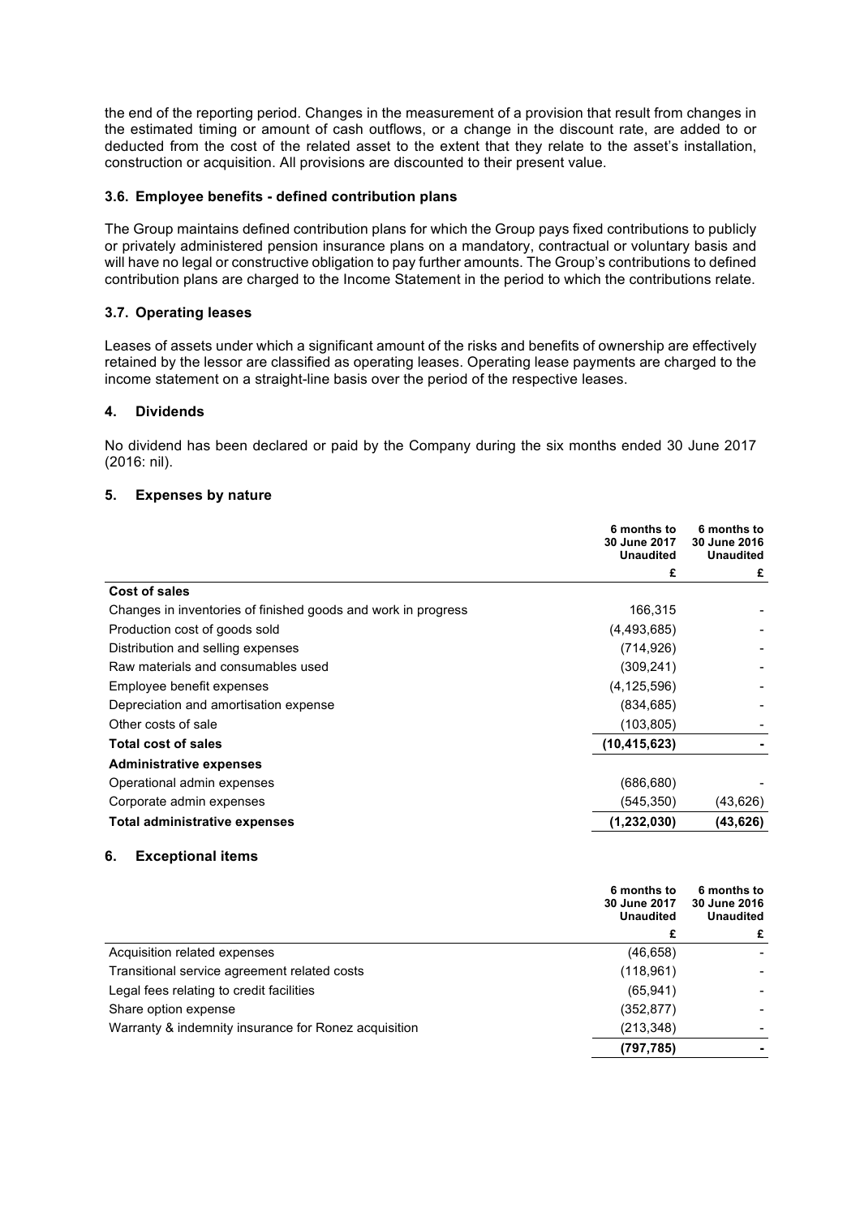the end of the reporting period. Changes in the measurement of a provision that result from changes in the estimated timing or amount of cash outflows, or a change in the discount rate, are added to or deducted from the cost of the related asset to the extent that they relate to the asset's installation, construction or acquisition. All provisions are discounted to their present value.

### 3.6. Employee benefits - defined contribution plans

The Group maintains defined contribution plans for which the Group pays fixed contributions to publicly or privately administered pension insurance plans on a mandatory, contractual or voluntary basis and will have no legal or constructive obligation to pay further amounts. The Group's contributions to defined contribution plans are charged to the Income Statement in the period to which the contributions relate.

### 3.7. Operating leases

Leases of assets under which a significant amount of the risks and benefits of ownership are effectively retained by the lessor are classified as operating leases. Operating lease payments are charged to the income statement on a straight-line basis over the period of the respective leases.

## 4. Dividends

No dividend has been declared or paid by the Company during the six months ended 30 June 2017 (2016: nil).

## 5. Expenses by nature

| | 6 months to 30 June 2017 Unaudited | 6 months to 30 June 2016 Unaudited |
|---|---|---|
| | £ | £ |
| **Cost of sales** | | |
| Changes in inventories of finished goods and work in progress | 166,315 | - |
| Production cost of goods sold | (4,493,685) | - |
| Distribution and selling expenses | (714,926) | - |
| Raw materials and consumables used | (309,241) | - |
| Employee benefit expenses | (4,125,596) | - |
| Depreciation and amortisation expense | (834,685) | - |
| Other costs of sale | (103,805) | - |
| **Total cost of sales** | **(10,415,623)** | **-** |
| **Administrative expenses** | | |
| Operational admin expenses | (686,680) | - |
| Corporate admin expenses | (545,350) | (43,626) |
| **Total administrative expenses** | **(1,232,030)** | **(43,626)** |

## 6. Exceptional items

| | 6 months to 30 June 2017 Unaudited | 6 months to 30 June 2016 Unaudited |
|---|---|---|
| | £ | £ |
| Acquisition related expenses | (46,658) | - |
| Transitional service agreement related costs | (118,961) | - |
| Legal fees relating to credit facilities | (65,941) | - |
| Share option expense | (352,877) | - |
| Warranty & indemnity insurance for Ronez acquisition | (213,348) | - |
| | **(797,785)** | **-** |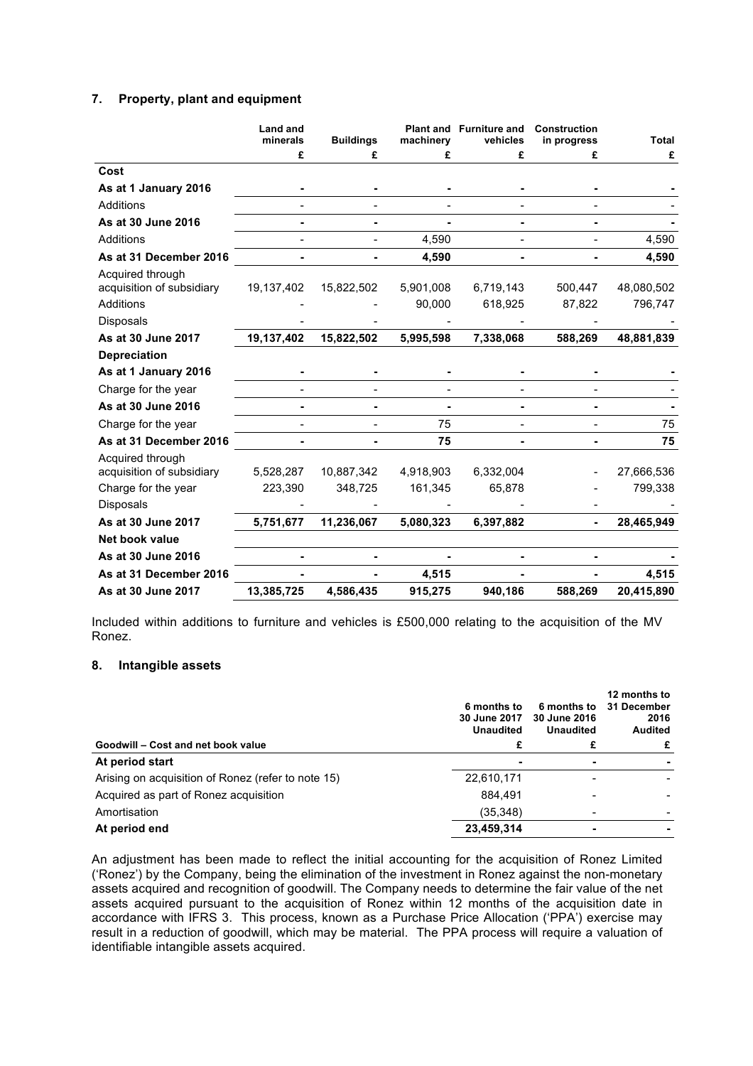## 7. Property, plant and equipment

| | Land and minerals | Buildings | Plant and machinery | Furniture and vehicles | Construction in progress | Total |
|---|---|---|---|---|---|---|
| | £ | £ | £ | £ | £ | £ |
| **Cost** | | | | | | |
| **As at 1 January 2016** | **-** | **-** | **-** | **-** | **-** | **-** |
| Additions | - | - | - | - | - | - |
| **As at 30 June 2016** | **-** | **-** | **-** | **-** | **-** | **-** |
| Additions | - | - | 4,590 | - | - | 4,590 |
| **As at 31 December 2016** | **-** | **-** | **4,590** | **-** | **-** | **4,590** |
| Acquired through acquisition of subsidiary | 19,137,402 | 15,822,502 | 5,901,008 | 6,719,143 | 500,447 | 48,080,502 |
| Additions | - | - | 90,000 | 618,925 | 87,822 | 796,747 |
| Disposals | - | - | - | - | - | - |
| **As at 30 June 2017** | **19,137,402** | **15,822,502** | **5,995,598** | **7,338,068** | **588,269** | **48,881,839** |
| **Depreciation** | | | | | | |
| **As at 1 January 2016** | **-** | **-** | **-** | **-** | **-** | **-** |
| Charge for the year | - | - | - | - | - | - |
| **As at 30 June 2016** | **-** | **-** | **-** | **-** | **-** | **-** |
| Charge for the year | - | - | 75 | - | - | 75 |
| **As at 31 December 2016** | **-** | **-** | **75** | **-** | **-** | **75** |
| Acquired through acquisition of subsidiary | 5,528,287 | 10,887,342 | 4,918,903 | 6,332,004 | - | 27,666,536 |
| Charge for the year | 223,390 | 348,725 | 161,345 | 65,878 | - | 799,338 |
| Disposals | - | - | - | - | - | - |
| **As at 30 June 2017** | **5,751,677** | **11,236,067** | **5,080,323** | **6,397,882** | **-** | **28,465,949** |
| **Net book value** | | | | | | |
| **As at 30 June 2016** | **-** | **-** | **-** | **-** | **-** | **-** |
| **As at 31 December 2016** | **-** | **-** | **4,515** | **-** | **-** | **4,515** |
| **As at 30 June 2017** | **13,385,725** | **4,586,435** | **915,275** | **940,186** | **588,269** | **20,415,890** |

Included within additions to furniture and vehicles is £500,000 relating to the acquisition of the MV Ronez.

## 8. Intangible assets

| | 6 months to 30 June 2017 Unaudited | 6 months to 30 June 2016 Unaudited | 12 months to 31 December 2016 Audited |
|---|---|---|---|
| **Goodwill – Cost and net book value** | £ | £ | £ |
| **At period start** | - | - | - |
| Arising on acquisition of Ronez (refer to note 15) | 22,610,171 | - | - |
| Acquired as part of Ronez acquisition | 884,491 | - | - |
| Amortisation | (35,348) | - | - |
| **At period end** | **23,459,314** | **-** | **-** |

An adjustment has been made to reflect the initial accounting for the acquisition of Ronez Limited ('Ronez') by the Company, being the elimination of the investment in Ronez against the non-monetary assets acquired and recognition of goodwill. The Company needs to determine the fair value of the net assets acquired pursuant to the acquisition of Ronez within 12 months of the acquisition date in accordance with IFRS 3. This process, known as a Purchase Price Allocation ('PPA') exercise may result in a reduction of goodwill, which may be material. The PPA process will require a valuation of identifiable intangible assets acquired.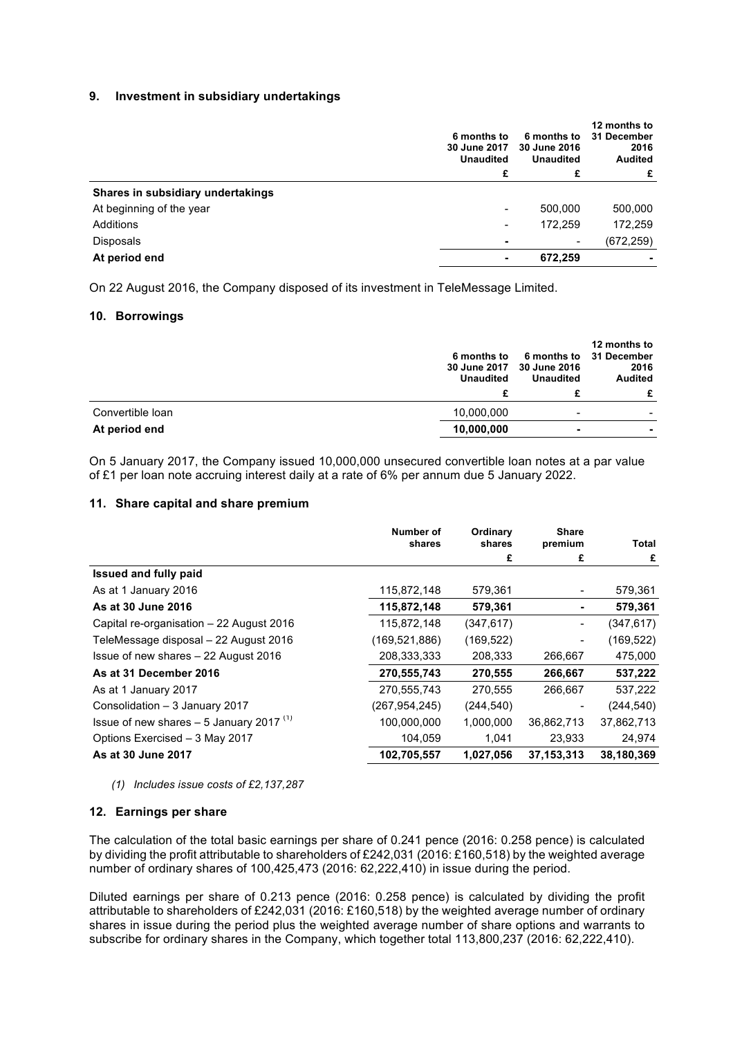### 9. Investment in subsidiary undertakings

| | 6 months to 30 June 2017 Unaudited | 6 months to 30 June 2016 Unaudited | 12 months to 31 December 2016 Audited |
|---|---|---|---|
| | £ | £ | £ |
| **Shares in subsidiary undertakings** | | | |
| At beginning of the year | - | 500,000 | 500,000 |
| Additions | - | 172,259 | 172,259 |
| Disposals | - | - | (672,259) |
| **At period end** | **-** | **672,259** | **-** |

On 22 August 2016, the Company disposed of its investment in TeleMessage Limited.

### 10. Borrowings

| | 6 months to 30 June 2017 Unaudited | 6 months to 30 June 2016 Unaudited | 12 months to 31 December 2016 Audited |
|---|---|---|---|
| | £ | £ | £ |
| Convertible loan | 10,000,000 | - | - |
| **At period end** | **10,000,000** | **-** | **-** |

On 5 January 2017, the Company issued 10,000,000 unsecured convertible loan notes at a par value of £1 per loan note accruing interest daily at a rate of 6% per annum due 5 January 2022.

### 11. Share capital and share premium

| | Number of shares | Ordinary shares | Share premium | Total |
|---|---|---|---|---|
| | | £ | £ | £ |
| **Issued and fully paid** | | | | |
| As at 1 January 2016 | 115,872,148 | 579,361 | - | 579,361 |
| **As at 30 June 2016** | **115,872,148** | **579,361** | **-** | **579,361** |
| Capital re-organisation – 22 August 2016 | 115,872,148 | (347,617) | - | (347,617) |
| TeleMessage disposal – 22 August 2016 | (169,521,886) | (169,522) | - | (169,522) |
| Issue of new shares – 22 August 2016 | 208,333,333 | 208,333 | 266,667 | 475,000 |
| **As at 31 December 2016** | **270,555,743** | **270,555** | **266,667** | **537,222** |
| As at 1 January 2017 | 270,555,743 | 270,555 | 266,667 | 537,222 |
| Consolidation – 3 January 2017 | (267,954,245) | (244,540) | - | (244,540) |
| Issue of new shares – 5 January 2017 [(1)] | 100,000,000 | 1,000,000 | 36,862,713 | 37,862,713 |
| Options Exercised – 3 May 2017 | 104,059 | 1,041 | 23,933 | 24,974 |
| **As at 30 June 2017** | **102,705,557** | **1,027,056** | **37,153,313** | **38,180,369** |

*(1) Includes issue costs of £2,137,287*

### 12. Earnings per share

The calculation of the total basic earnings per share of 0.241 pence (2016: 0.258 pence) is calculated by dividing the profit attributable to shareholders of £242,031 (2016: £160,518) by the weighted average number of ordinary shares of 100,425,473 (2016: 62,222,410) in issue during the period.

Diluted earnings per share of 0.213 pence (2016: 0.258 pence) is calculated by dividing the profit attributable to shareholders of £242,031 (2016: £160,518) by the weighted average number of ordinary shares in issue during the period plus the weighted average number of share options and warrants to subscribe for ordinary shares in the Company, which together total 113,800,237 (2016: 62,222,410).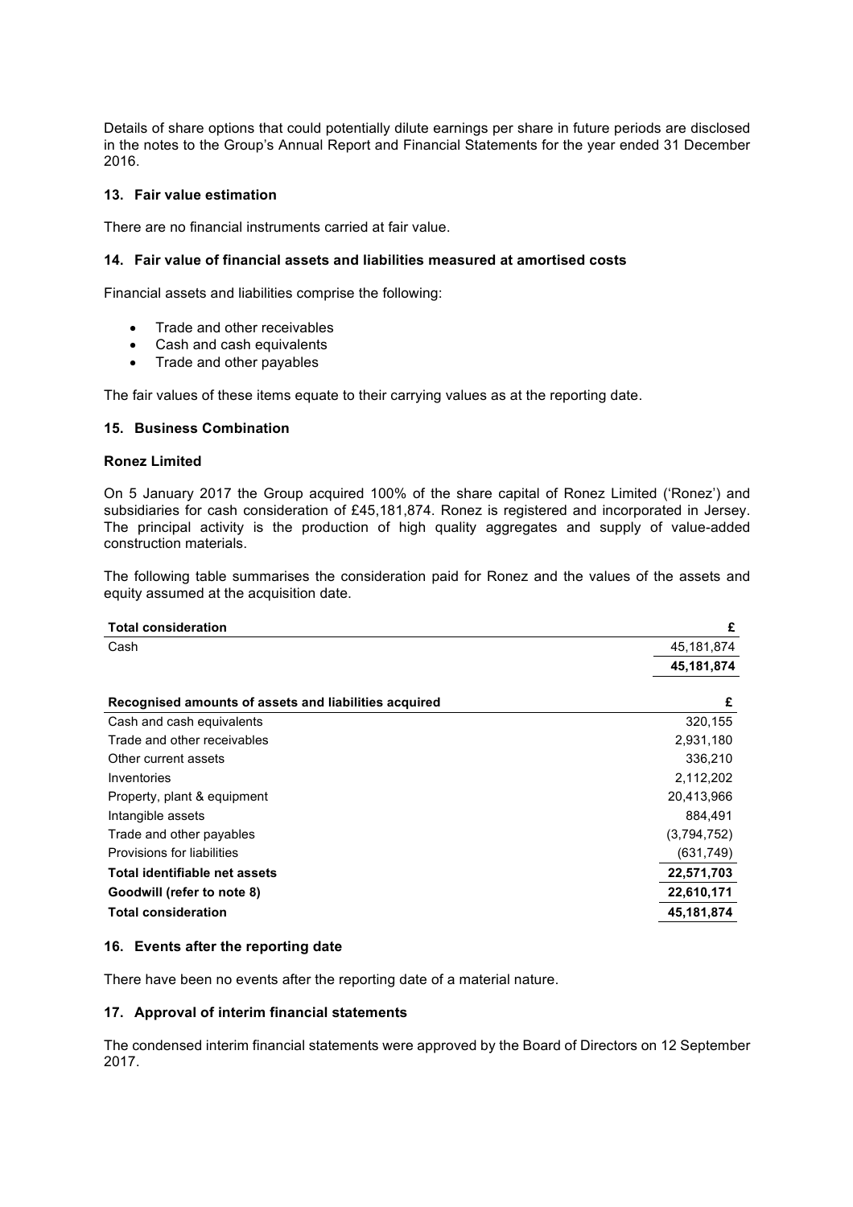Details of share options that could potentially dilute earnings per share in future periods are disclosed in the notes to the Group's Annual Report and Financial Statements for the year ended 31 December 2016.

### 13. Fair value estimation

There are no financial instruments carried at fair value.

### 14. Fair value of financial assets and liabilities measured at amortised costs

Financial assets and liabilities comprise the following:

- Trade and other receivables
- Cash and cash equivalents
- Trade and other payables

The fair values of these items equate to their carrying values as at the reporting date.

### 15. Business Combination

**Ronez Limited**

On 5 January 2017 the Group acquired 100% of the share capital of Ronez Limited ('Ronez') and subsidiaries for cash consideration of £45,181,874. Ronez is registered and incorporated in Jersey. The principal activity is the production of high quality aggregates and supply of value-added construction materials.

The following table summarises the consideration paid for Ronez and the values of the assets and equity assumed at the acquisition date.

| **Total consideration** | **£** |
|---|---|
| Cash | 45,181,874 |
| | **45,181,874** |

| **Recognised amounts of assets and liabilities acquired** | **£** |
|---|---|
| Cash and cash equivalents | 320,155 |
| Trade and other receivables | 2,931,180 |
| Other current assets | 336,210 |
| Inventories | 2,112,202 |
| Property, plant & equipment | 20,413,966 |
| Intangible assets | 884,491 |
| Trade and other payables | (3,794,752) |
| Provisions for liabilities | (631,749) |
| **Total identifiable net assets** | **22,571,703** |
| **Goodwill (refer to note 8)** | **22,610,171** |
| **Total consideration** | **45,181,874** |

### 16. Events after the reporting date

There have been no events after the reporting date of a material nature.

### 17. Approval of interim financial statements

The condensed interim financial statements were approved by the Board of Directors on 12 September 2017.